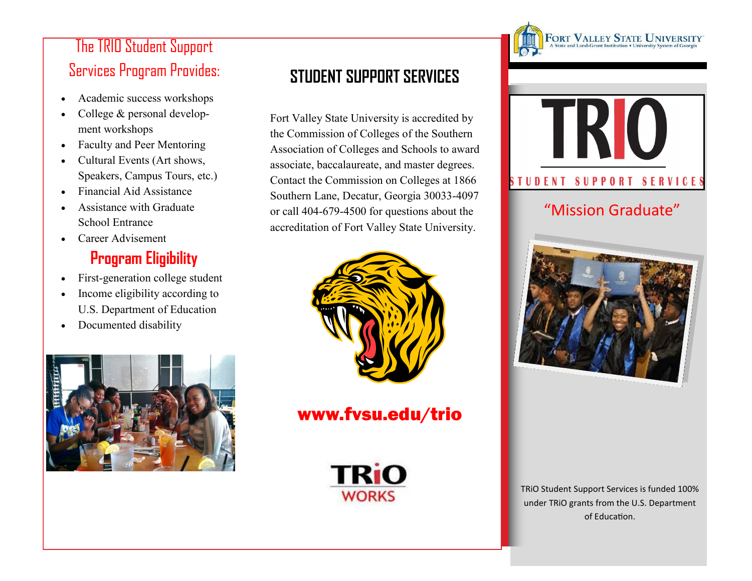## The TRIO Student Support Services Program Provides:

- Academic success workshops
- College & personal development workshops
- Faculty and Peer Mentoring
- Cultural Events (Art shows, Speakers, Campus Tours, etc.)
- Financial Aid Assistance
- Assistance with Graduate School Entrance
- Career Advisement

## Program Eligibility

- First-generation college student
- Income eligibility according to U.S. Department of Education
- Documented disability

# STUDENT SUPPORT SERVICES

Fort Valley State University is accredited by the Commission of Colleges of the Southern Association of Colleges and Schools to award associate, baccalaureate, and master degrees. Contact the Commission on Colleges at 1866 Southern Lane, Decatur, Georgia 30033-4097 or call 404-679-4500 for questions about the accreditation of Fort Valley State University.

**www.fvsu.edu/trio**

TRiO WORKS

FORT VALLEY STATE UNIVERSITY
A State and Land-Grant Institution • University System of Georgia

# TRIO
STUDENT SUPPORT SERVICES

“Mission Graduate”

TRiO Student Support Services is funded 100% under TRiO grants from the U.S. Department of Education.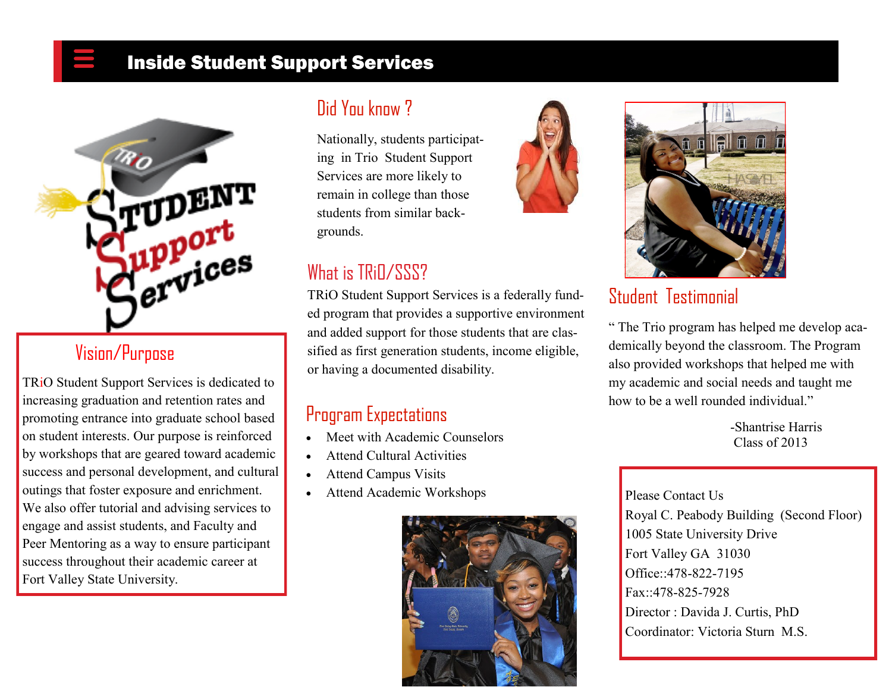# Inside Student Support Services

## Vision/Purpose

TRiO Student Support Services is dedicated to increasing graduation and retention rates and promoting entrance into graduate school based on student interests. Our purpose is reinforced by workshops that are geared toward academic success and personal development, and cultural outings that foster exposure and enrichment. We also offer tutorial and advising services to engage and assist students, and Faculty and Peer Mentoring as a way to ensure participant success throughout their academic career at Fort Valley State University.

## Did You know ?

Nationally, students participating in Trio Student Support Services are more likely to remain in college than those students from similar backgrounds.

## What is TRiO/SSS?

TRiO Student Support Services is a federally funded program that provides a supportive environment and added support for those students that are classified as first generation students, income eligible, or having a documented disability.

## Program Expectations

- Meet with Academic Counselors
- Attend Cultural Activities
- Attend Campus Visits
- Attend Academic Workshops

## Student Testimonial

" The Trio program has helped me develop academically beyond the classroom. The Program also provided workshops that helped me with my academic and social needs and taught me how to be a well rounded individual."

-Shantrise Harris
Class of 2013

Please Contact Us
Royal C. Peabody Building (Second Floor)
1005 State University Drive
Fort Valley GA 31030
Office::478-822-7195
Fax::478-825-7928
Director : Davida J. Curtis, PhD
Coordinator: Victoria Sturn M.S.